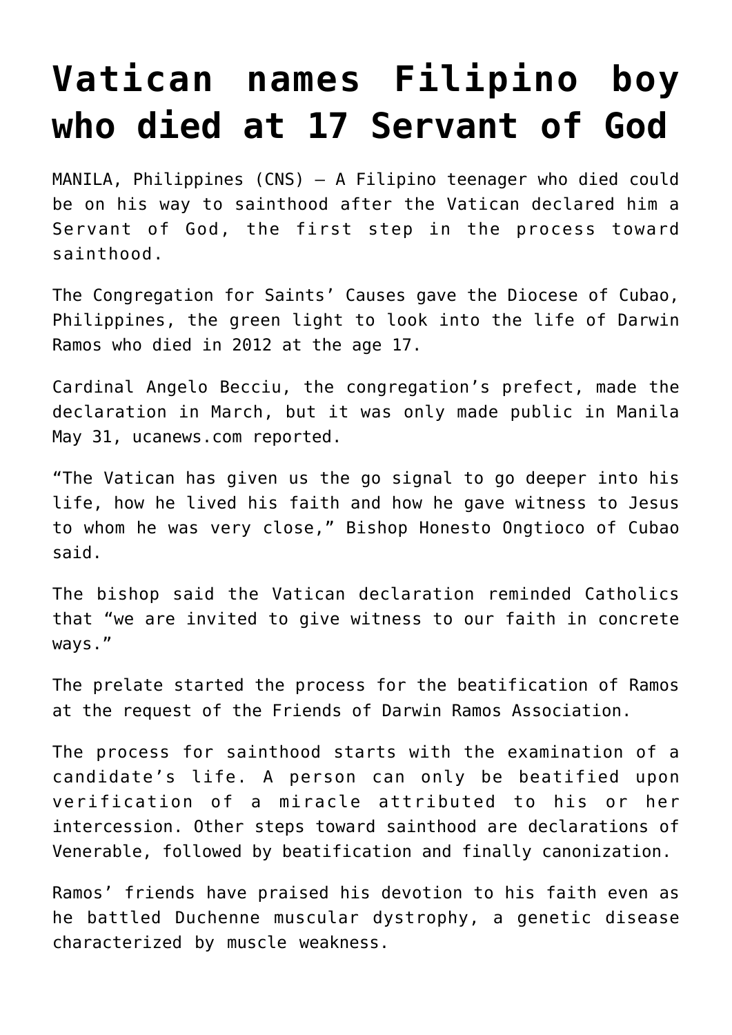# Vatican names Filipino boy who died at 17 Servant of God

MANILA, Philippines (CNS) — A Filipino teenager who died could be on his way to sainthood after the Vatican declared him a Servant of God, the first step in the process toward sainthood.

The Congregation for Saints' Causes gave the Diocese of Cubao, Philippines, the green light to look into the life of Darwin Ramos who died in 2012 at the age 17.

Cardinal Angelo Becciu, the congregation's prefect, made the declaration in March, but it was only made public in Manila May 31, ucanews.com reported.

"The Vatican has given us the go signal to go deeper into his life, how he lived his faith and how he gave witness to Jesus to whom he was very close," Bishop Honesto Ongtioco of Cubao said.

The bishop said the Vatican declaration reminded Catholics that "we are invited to give witness to our faith in concrete ways."

The prelate started the process for the beatification of Ramos at the request of the Friends of Darwin Ramos Association.

The process for sainthood starts with the examination of a candidate's life. A person can only be beatified upon verification of a miracle attributed to his or her intercession. Other steps toward sainthood are declarations of Venerable, followed by beatification and finally canonization.

Ramos' friends have praised his devotion to his faith even as he battled Duchenne muscular dystrophy, a genetic disease characterized by muscle weakness.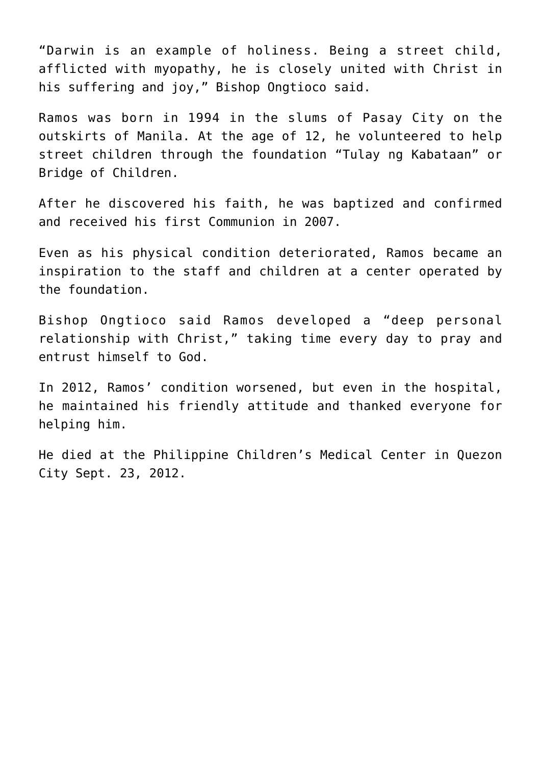"Darwin is an example of holiness. Being a street child, afflicted with myopathy, he is closely united with Christ in his suffering and joy," Bishop Ongtioco said.

Ramos was born in 1994 in the slums of Pasay City on the outskirts of Manila. At the age of 12, he volunteered to help street children through the foundation "Tulay ng Kabataan" or Bridge of Children.

After he discovered his faith, he was baptized and confirmed and received his first Communion in 2007.

Even as his physical condition deteriorated, Ramos became an inspiration to the staff and children at a center operated by the foundation.

Bishop Ongtioco said Ramos developed a "deep personal relationship with Christ," taking time every day to pray and entrust himself to God.

In 2012, Ramos' condition worsened, but even in the hospital, he maintained his friendly attitude and thanked everyone for helping him.

He died at the Philippine Children's Medical Center in Quezon City Sept. 23, 2012.